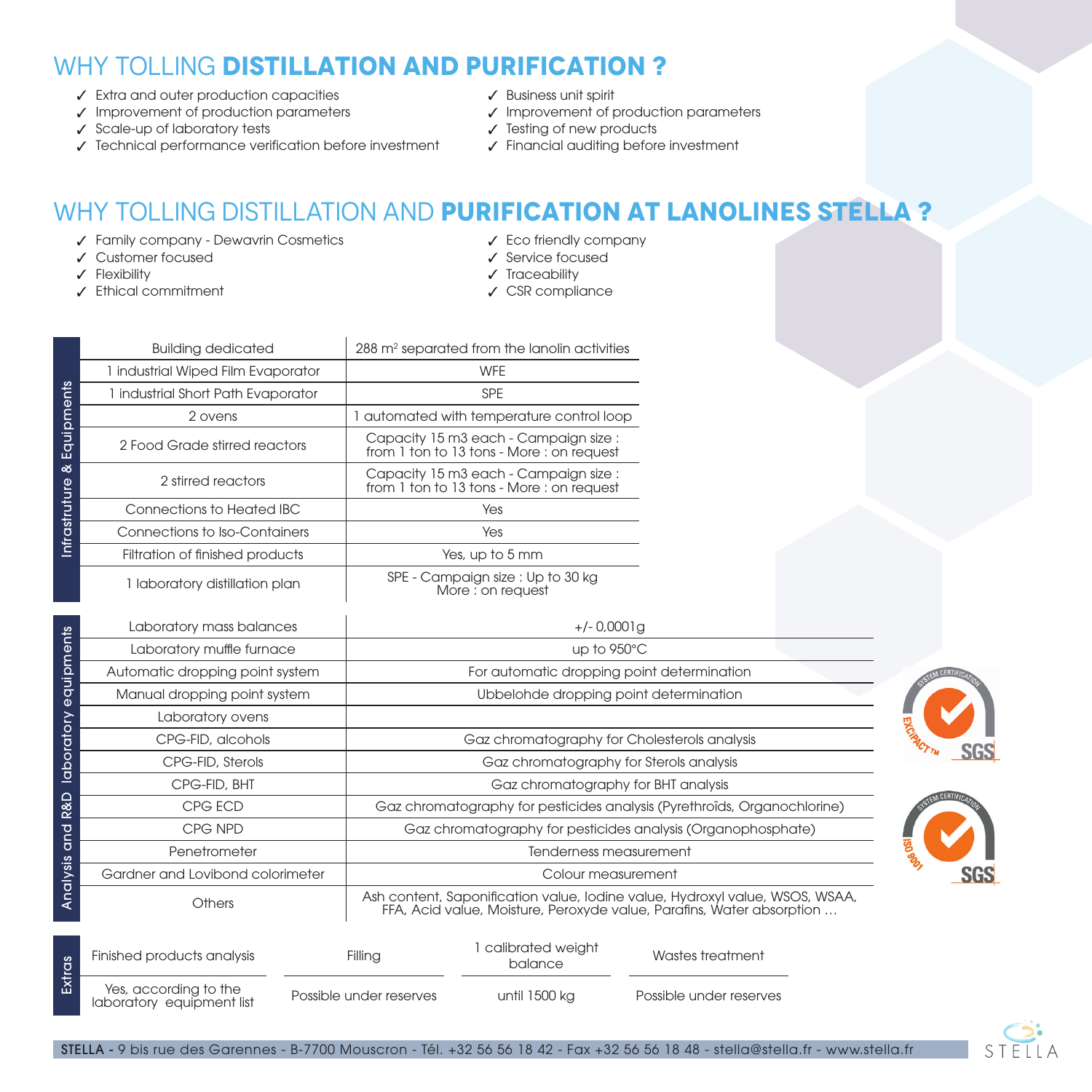# WHY TOLLING **DISTILLATION AND PURIFICATION ?**

- ✓ Extra and outer production capacities
- ✓ Improvement of production parameters
- ✓ Scale-up of laboratory tests
- ✓ Technical performance verification before investment
- ✓ Business unit spirit
- ✓ Improvement of production parameters
- ✓ Testing of new products
- ✓ Financial auditing before investment

# WHY TOLLING DISTILLATION AND **PURIFICATION AT LANOLINES STELLA ?**

- ✓ Family company - Dewavrin Cosmetics
- ✓ Customer focused
- ✓ Flexibility
- ✓ Ethical commitment
- ✓ Eco friendly company
- ✓ Service focused
- ✓ Traceability
- ✓ CSR compliance

| Infrastruture & Equipments | | |
|---|---|---|
| | Building dedicated | 288 m$^2$ separated from the lanolin activities |
| | 1 industrial Wiped Film Evaporator | WFE |
| | 1 industrial Short Path Evaporator | SPE |
| | 2 ovens | 1 automated with temperature control loop |
| | 2 Food Grade stirred reactors | Capacity 15 m3 each - Campaign size : from 1 ton to 13 tons - More : on request |
| | 2 stirred reactors | Capacity 15 m3 each - Campaign size : from 1 ton to 13 tons - More : on request |
| | Connections to Heated IBC | Yes |
| | Connections to Iso-Containers | Yes |
| | Filtration of finished products | Yes, up to 5 mm |
| | 1 laboratory distillation plan | SPE - Campaign size : Up to 30 kg More : on request |

| Analysis and R&D laboratory equipments | | |
|---|---|---|
| | Laboratory mass balances | +/- 0,0001g |
| | Laboratory muffle furnace | up to 950°C |
| | Automatic dropping point system | For automatic dropping point determination |
| | Manual dropping point system | Ubbelohde dropping point determination |
| | Laboratory ovens | |
| | CPG-FID, alcohols | Gaz chromatography for Cholesterols analysis |
| | CPG-FID, Sterols | Gaz chromatography for Sterols analysis |
| | CPG-FID, BHT | Gaz chromatography for BHT analysis |
| | CPG ECD | Gaz chromatography for pesticides analysis (Pyrethroïds, Organochlorine) |
| | CPG NPD | Gaz chromatography for pesticides analysis (Organophosphate) |
| | Penetrometer | Tenderness measurement |
| | Gardner and Lovibond colorimeter | Colour measurement |
| | Others | Ash content, Saponification value, Iodine value, Hydroxyl value, WSOS, WSAA, FFA, Acid value, Moisture, Peroxyde value, Parafins, Water absorption ... |

| Extras | Finished products analysis | Filling | 1 calibrated weight balance | Wastes treatment |
|---|---|---|---|---|
| | Yes, according to the laboratory equipment list | Possible under reserves | until 1500 kg | Possible under reserves |

SYSTEM CERTIFICATION EXCIPACT™ SGS

SYSTEM CERTIFICATION ISO 9001 SGS

**STELLA** - 9 bis rue des Garennes - B-7700 Mouscron - Tél. +32 56 56 18 42 - Fax +32 56 56 18 48 - stella@stella.fr - www.stella.fr

STELLA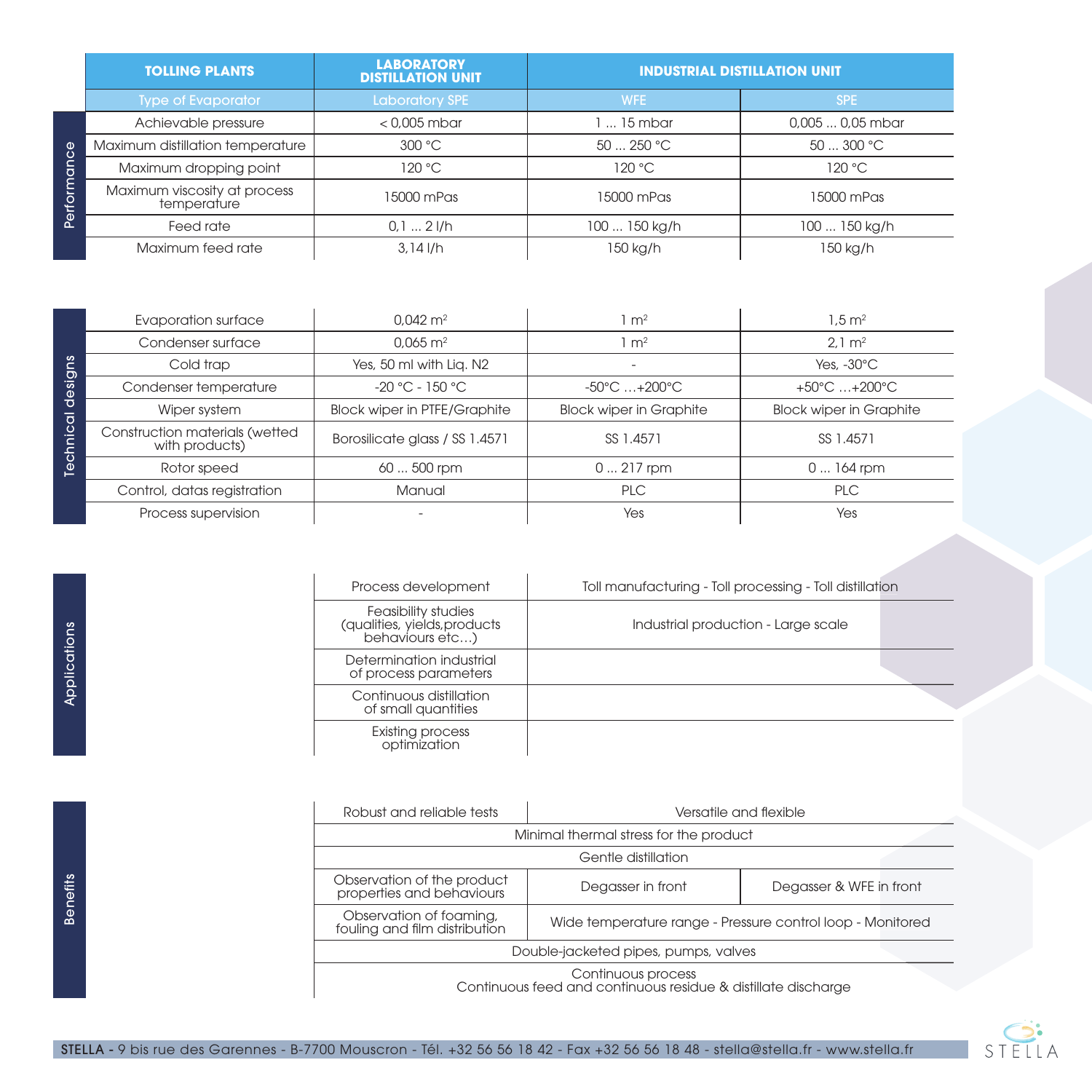| TOLLING PLANTS | LABORATORY DISTILLATION UNIT | INDUSTRIAL DISTILLATION UNIT | |
|---|---|---|---|
| Type of Evaporator | Laboratory SPE | WFE | SPE |

**Performance**

| | | | |
|---|---|---|---|
| Achievable pressure | < 0,005 mbar | 1 ... 15 mbar | 0,005 ... 0,05 mbar |
| Maximum distillation temperature | 300 °C | 50 ... 250 °C | 50 ... 300 °C |
| Maximum dropping point | 120 °C | 120 °C | 120 °C |
| Maximum viscosity at process temperature | 15000 mPas | 15000 mPas | 15000 mPas |
| Feed rate | 0,1 ... 2 l/h | 100 ... 150 kg/h | 100 ... 150 kg/h |
| Maximum feed rate | 3,14 l/h | 150 kg/h | 150 kg/h |

**Technical designs**

| | | | |
|---|---|---|---|
| Evaporation surface | 0,042 $m^2$ | 1 $m^2$ | 1,5 $m^2$ |
| Condenser surface | 0,065 $m^2$ | 1 $m^2$ | 2,1 $m^2$ |
| Cold trap | Yes, 50 ml with Liq. N2 | - | Yes, -30°C |
| Condenser temperature | -20 °C - 150 °C | -50°C …+200°C | +50°C …+200°C |
| Wiper system | Block wiper in PTFE/Graphite | Block wiper in Graphite | Block wiper in Graphite |
| Construction materials (wetted with products) | Borosilicate glass / SS 1.4571 | SS 1.4571 | SS 1.4571 |
| Rotor speed | 60 ... 500 rpm | 0 ... 217 rpm | 0 ... 164 rpm |
| Control, datas registration | Manual | PLC | PLC |
| Process supervision | - | Yes | Yes |

**Applications**

| | | | |
|---|---|---|---|
| | Process development | Toll manufacturing - Toll processing - Toll distillation | |
| | Feasibility studies (qualities, yields,products behaviours etc…) | Industrial production - Large scale | |
| | Determination industrial of process parameters | | |
| | Continuous distillation of small quantities | | |
| | Existing process optimization | | |

**Benefits**

| | | | |
|---|---|---|---|
| | Robust and reliable tests | Versatile and flexible | |
| | Minimal thermal stress for the product | | |
| | Gentle distillation | | |
| | Observation of the product properties and behaviours | Degasser in front | Degasser & WFE in front |
| | Observation of foaming, fouling and film distribution | Wide temperature range - Pressure control loop - Monitored | |
| | Double-jacketed pipes, pumps, valves | | |
| | Continuous process<br>Continuous feed and continuous residue & distillate discharge | | |

**STELLA** - 9 bis rue des Garennes - B-7700 Mouscron - Tél. +32 56 56 18 42 - Fax +32 56 56 18 48 - stella@stella.fr - www.stella.fr